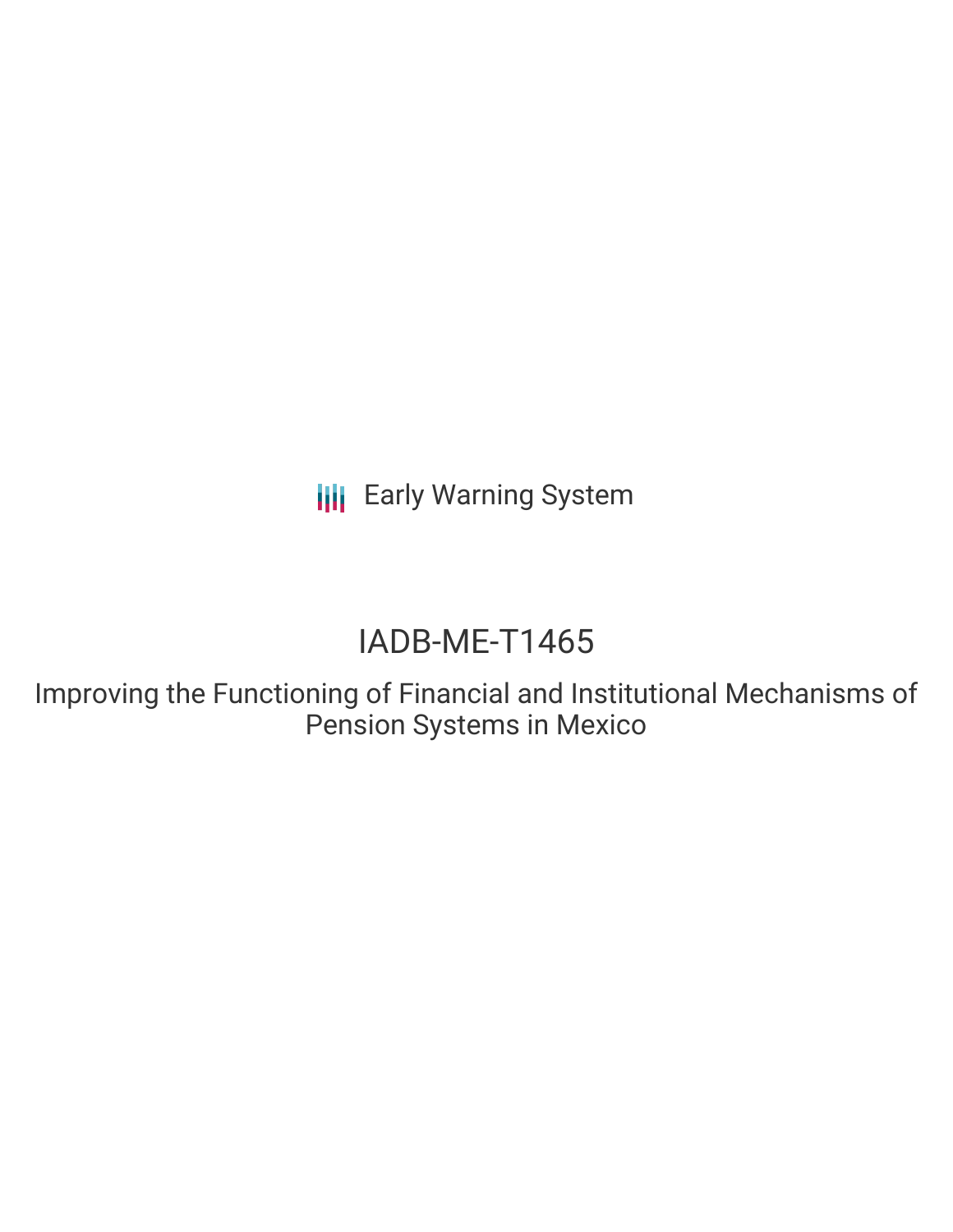Early Warning System

# IADB-ME-T1465

## Improving the Functioning of Financial and Institutional Mechanisms of Pension Systems in Mexico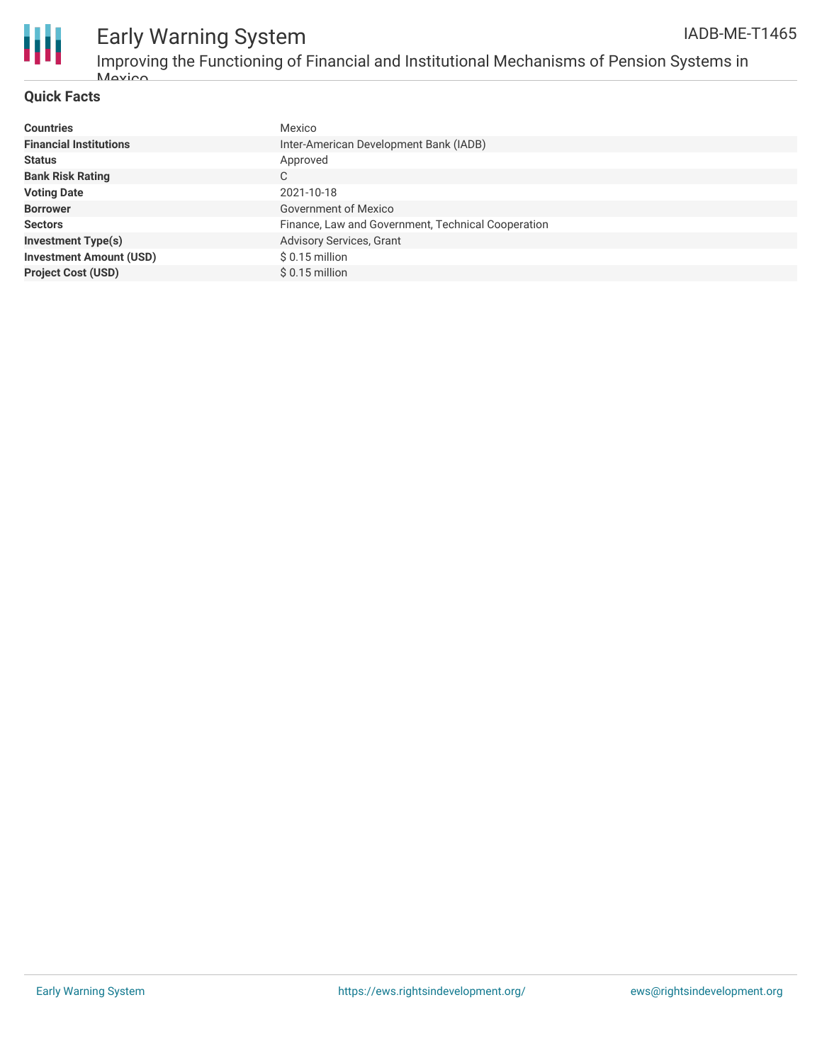# Early Warning System

IADB-ME-T1465

Improving the Functioning of Financial and Institutional Mechanisms of Pension Systems in Mexico

## Quick Facts

| | |
|---|---|
| **Countries** | Mexico |
| **Financial Institutions** | Inter-American Development Bank (IADB) |
| **Status** | Approved |
| **Bank Risk Rating** | C |
| **Voting Date** | 2021-10-18 |
| **Borrower** | Government of Mexico |
| **Sectors** | Finance, Law and Government, Technical Cooperation |
| **Investment Type(s)** | Advisory Services, Grant |
| **Investment Amount (USD)** | $ 0.15 million |
| **Project Cost (USD)** | $ 0.15 million |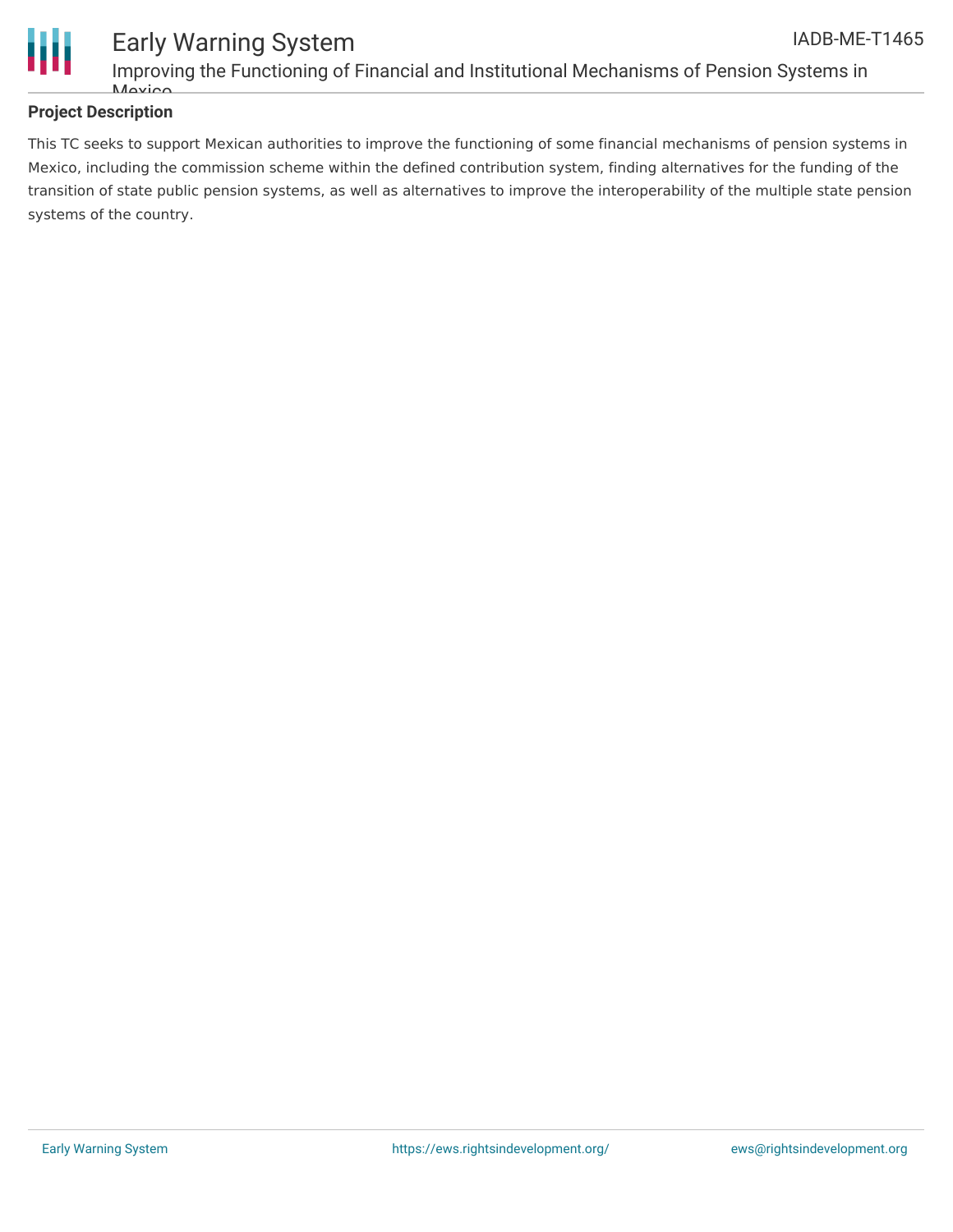## Project Description

This TC seeks to support Mexican authorities to improve the functioning of some financial mechanisms of pension systems in Mexico, including the commission scheme within the defined contribution system, finding alternatives for the funding of the transition of state public pension systems, as well as alternatives to improve the interoperability of the multiple state pension systems of the country.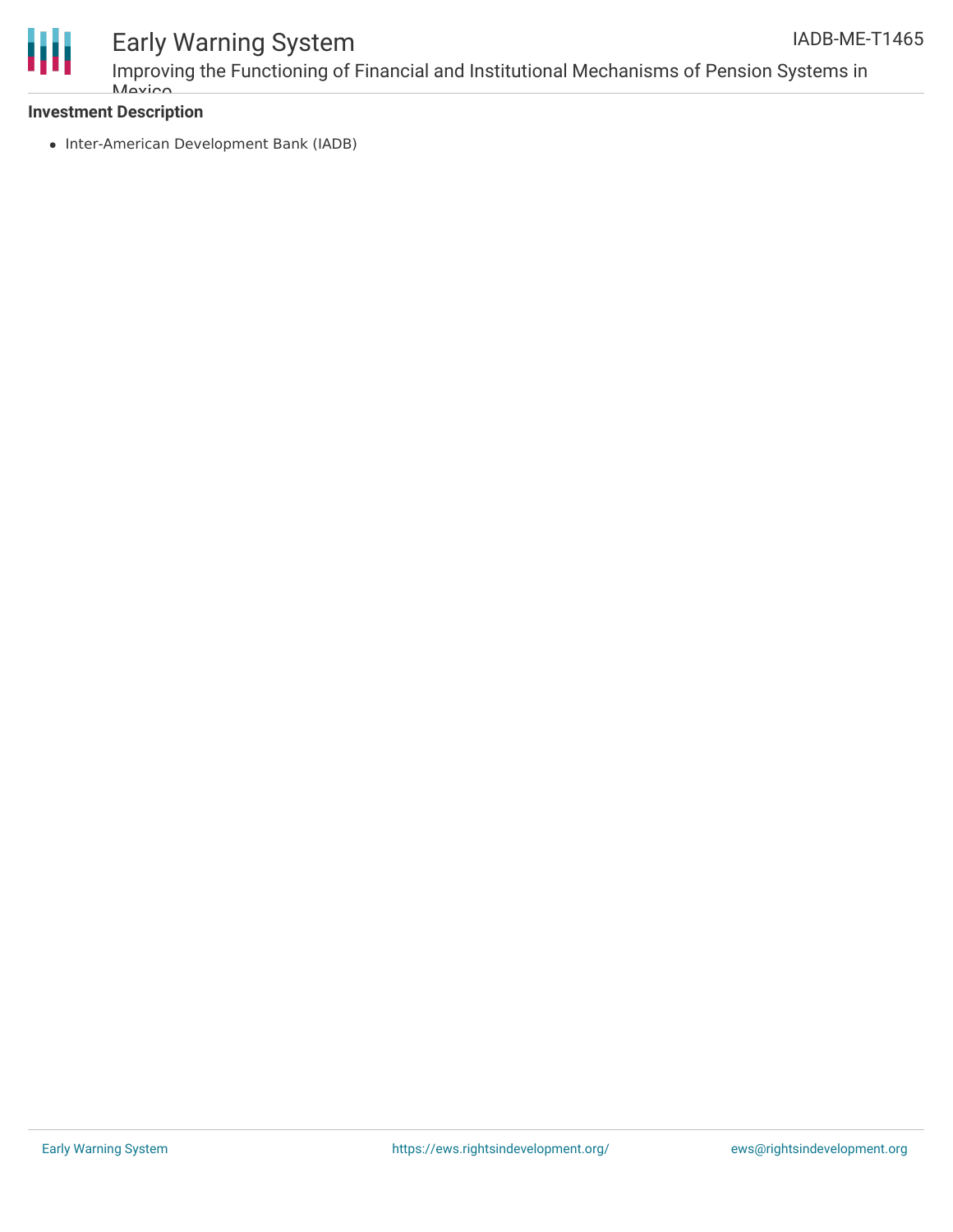**Investment Description**

- Inter-American Development Bank (IADB)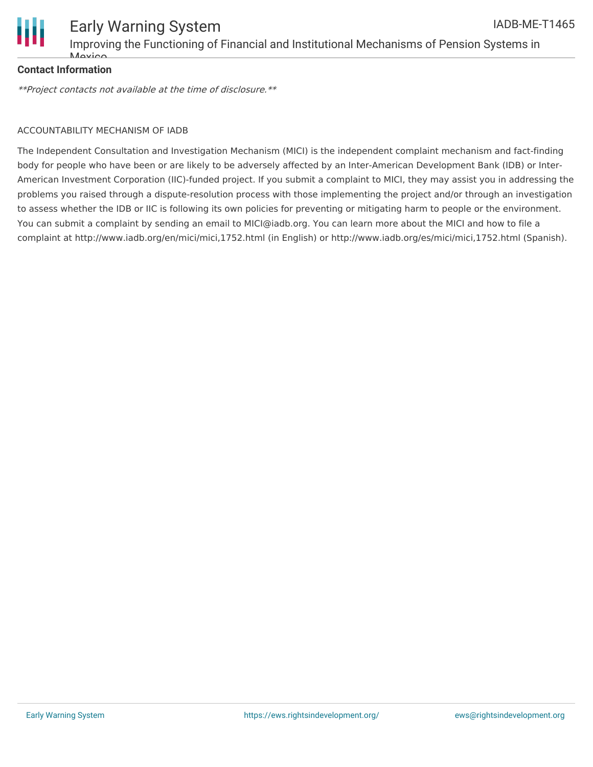**Contact Information**

*\*\*Project contacts not available at the time of disclosure.\*\**

ACCOUNTABILITY MECHANISM OF IADB

The Independent Consultation and Investigation Mechanism (MICI) is the independent complaint mechanism and fact-finding body for people who have been or are likely to be adversely affected by an Inter-American Development Bank (IDB) or Inter-American Investment Corporation (IIC)-funded project. If you submit a complaint to MICI, they may assist you in addressing the problems you raised through a dispute-resolution process with those implementing the project and/or through an investigation to assess whether the IDB or IIC is following its own policies for preventing or mitigating harm to people or the environment. You can submit a complaint by sending an email to MICI@iadb.org. You can learn more about the MICI and how to file a complaint at http://www.iadb.org/en/mici/mici,1752.html (in English) or http://www.iadb.org/es/mici/mici,1752.html (Spanish).